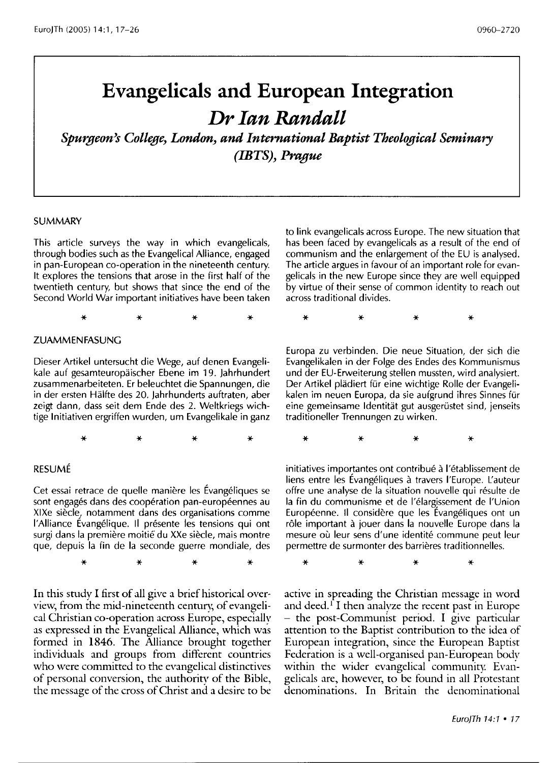# Evangelicals and European Integration

## *Dr Ian Randall*

***Spurgeon's College, London, and International Baptist Theological Seminary (IBTS), Prague***

### SUMMARY

This article surveys the way in which evangelicals, through bodies such as the Evangelical Alliance, engaged in pan-European co-operation in the nineteenth century. It explores the tensions that arose in the first half of the twentieth century, but shows that since the end of the Second World War important initiatives have been taken to link evangelicals across Europe. The new situation that has been faced by evangelicals as a result of the end of communism and the enlargement of the EU is analysed. The article argues in favour of an important role for evangelicals in the new Europe since they are well equipped by virtue of their sense of common identity to reach out across traditional divides.

\* \* \* \* \* \* \* \*

### ZUAMMENFASUNG

Dieser Artikel untersucht die Wege, auf denen Evangelikale auf gesamteuropäischer Ebene im 19. Jahrhundert zusammenarbeiteten. Er beleuchtet die Spannungen, die in der ersten Hälfte des 20. Jahrhunderts auftraten, aber zeigt dann, dass seit dem Ende des 2. Weltkriegs wichtige Initiativen ergriffen wurden, um Evangelikale in ganz Europa zu verbinden. Die neue Situation, der sich die Evangelikalen in der Folge des Endes des Kommunismus und der EU-Erweiterung stellen mussten, wird analysiert. Der Artikel plädiert für eine wichtige Rolle der Evangelikalen im neuen Europa, da sie aufgrund ihres Sinnes für eine gemeinsame Identität gut ausgerüstet sind, jenseits traditioneller Trennungen zu wirken.

\* \* \* \* \* \* \* \*

### RESUMÉ

Cet essai retrace de quelle manière les Évangéliques se sont engagés dans des coopération pan-européennes au XIXe siècle, notamment dans des organisations comme l'Alliance Évangélique. Il présente les tensions qui ont surgi dans la première moitié du XXe siècle, mais montre que, depuis la fin de la seconde guerre mondiale, des initiatives importantes ont contribué à l'établissement de liens entre les Évangéliques à travers l'Europe. L'auteur offre une analyse de la situation nouvelle qui résulte de la fin du communisme et de l'élargissement de l'Union Européenne. Il considère que les Évangéliques ont un rôle important à jouer dans la nouvelle Europe dans la mesure où leur sens d'une identité commune peut leur permettre de surmonter des barrières traditionnelles.

\* \* \* \* \* \* \* \*

In this study I first of all give a brief historical overview, from the mid-nineteenth century, of evangelical Christian co-operation across Europe, especially as expressed in the Evangelical Alliance, which was formed in 1846. The Alliance brought together individuals and groups from different countries who were committed to the evangelical distinctives of personal conversion, the authority of the Bible, the message of the cross of Christ and a desire to be active in spreading the Christian message in word and deed.[1] I then analyze the recent past in Europe – the post-Communist period. I give particular attention to the Baptist contribution to the idea of European integration, since the European Baptist Federation is a well-organised pan-European body within the wider evangelical community. Evangelicals are, however, to be found in all Protestant denominations. In Britain the denominational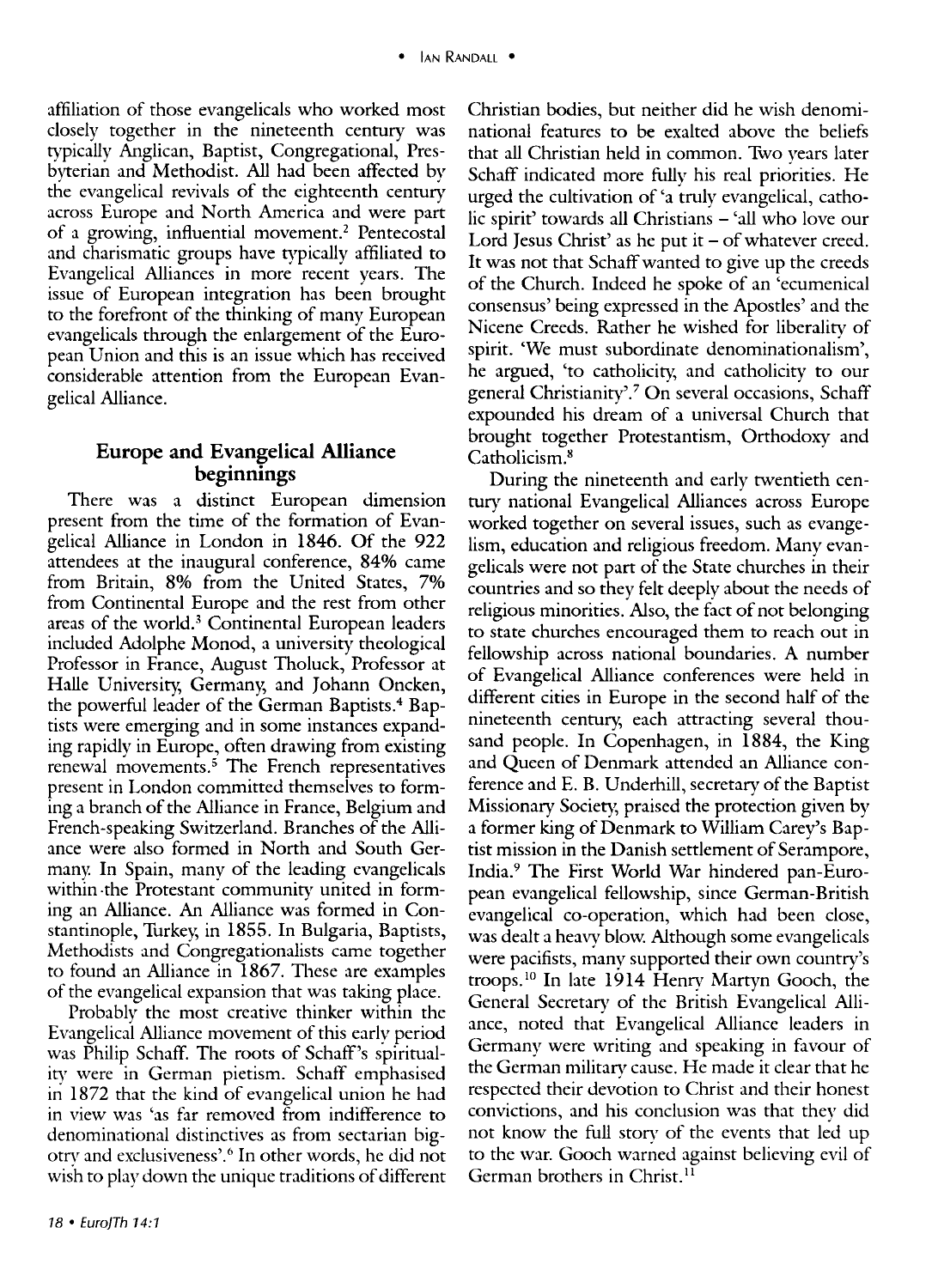affiliation of those evangelicals who worked most closely together in the nineteenth century was typically Anglican, Baptist, Congregational, Presbyterian and Methodist. All had been affected by the evangelical revivals of the eighteenth century across Europe and North America and were part of a growing, influential movement.[2] Pentecostal and charismatic groups have typically affiliated to Evangelical Alliances in more recent years. The issue of European integration has been brought to the forefront of the thinking of many European evangelicals through the enlargement of the European Union and this is an issue which has received considerable attention from the European Evangelical Alliance.

## Europe and Evangelical Alliance beginnings

There was a distinct European dimension present from the time of the formation of Evangelical Alliance in London in 1846. Of the 922 attendees at the inaugural conference, 84% came from Britain, 8% from the United States, 7% from Continental Europe and the rest from other areas of the world.[3] Continental European leaders included Adolphe Monod, a university theological Professor in France, August Tholuck, Professor at Halle University, Germany, and Johann Oncken, the powerful leader of the German Baptists.[4] Baptists were emerging and in some instances expanding rapidly in Europe, often drawing from existing renewal movements.[5] The French representatives present in London committed themselves to forming a branch of the Alliance in France, Belgium and French-speaking Switzerland. Branches of the Alliance were also formed in North and South Germany. In Spain, many of the leading evangelicals within the Protestant community united in forming an Alliance. An Alliance was formed in Constantinople, Turkey, in 1855. In Bulgaria, Baptists, Methodists and Congregationalists came together to found an Alliance in 1867. These are examples of the evangelical expansion that was taking place.

Probably the most creative thinker within the Evangelical Alliance movement of this early period was Philip Schaff. The roots of Schaff's spirituality were in German pietism. Schaff emphasised in 1872 that the kind of evangelical union he had in view was 'as far removed from indifference to denominational distinctives as from sectarian bigotry and exclusiveness'.[6] In other words, he did not wish to play down the unique traditions of different Christian bodies, but neither did he wish denominational features to be exalted above the beliefs that all Christian held in common. Two years later Schaff indicated more fully his real priorities. He urged the cultivation of 'a truly evangelical, catholic spirit' towards all Christians – 'all who love our Lord Jesus Christ' as he put it – of whatever creed. It was not that Schaff wanted to give up the creeds of the Church. Indeed he spoke of an 'ecumenical consensus' being expressed in the Apostles' and the Nicene Creeds. Rather he wished for liberality of spirit. 'We must subordinate denominationalism', he argued, 'to catholicity, and catholicity to our general Christianity'.[7] On several occasions, Schaff expounded his dream of a universal Church that brought together Protestantism, Orthodoxy and Catholicism.[8]

During the nineteenth and early twentieth century national Evangelical Alliances across Europe worked together on several issues, such as evangelism, education and religious freedom. Many evangelicals were not part of the State churches in their countries and so they felt deeply about the needs of religious minorities. Also, the fact of not belonging to state churches encouraged them to reach out in fellowship across national boundaries. A number of Evangelical Alliance conferences were held in different cities in Europe in the second half of the nineteenth century, each attracting several thousand people. In Copenhagen, in 1884, the King and Queen of Denmark attended an Alliance conference and E. B. Underhill, secretary of the Baptist Missionary Society, praised the protection given by a former king of Denmark to William Carey's Baptist mission in the Danish settlement of Serampore, India.[9] The First World War hindered pan-European evangelical fellowship, since German-British evangelical co-operation, which had been close, was dealt a heavy blow. Although some evangelicals were pacifists, many supported their own country's troops.[10] In late 1914 Henry Martyn Gooch, the General Secretary of the British Evangelical Alliance, noted that Evangelical Alliance leaders in Germany were writing and speaking in favour of the German military cause. He made it clear that he respected their devotion to Christ and their honest convictions, and his conclusion was that they did not know the full story of the events that led up to the war. Gooch warned against believing evil of German brothers in Christ.[11]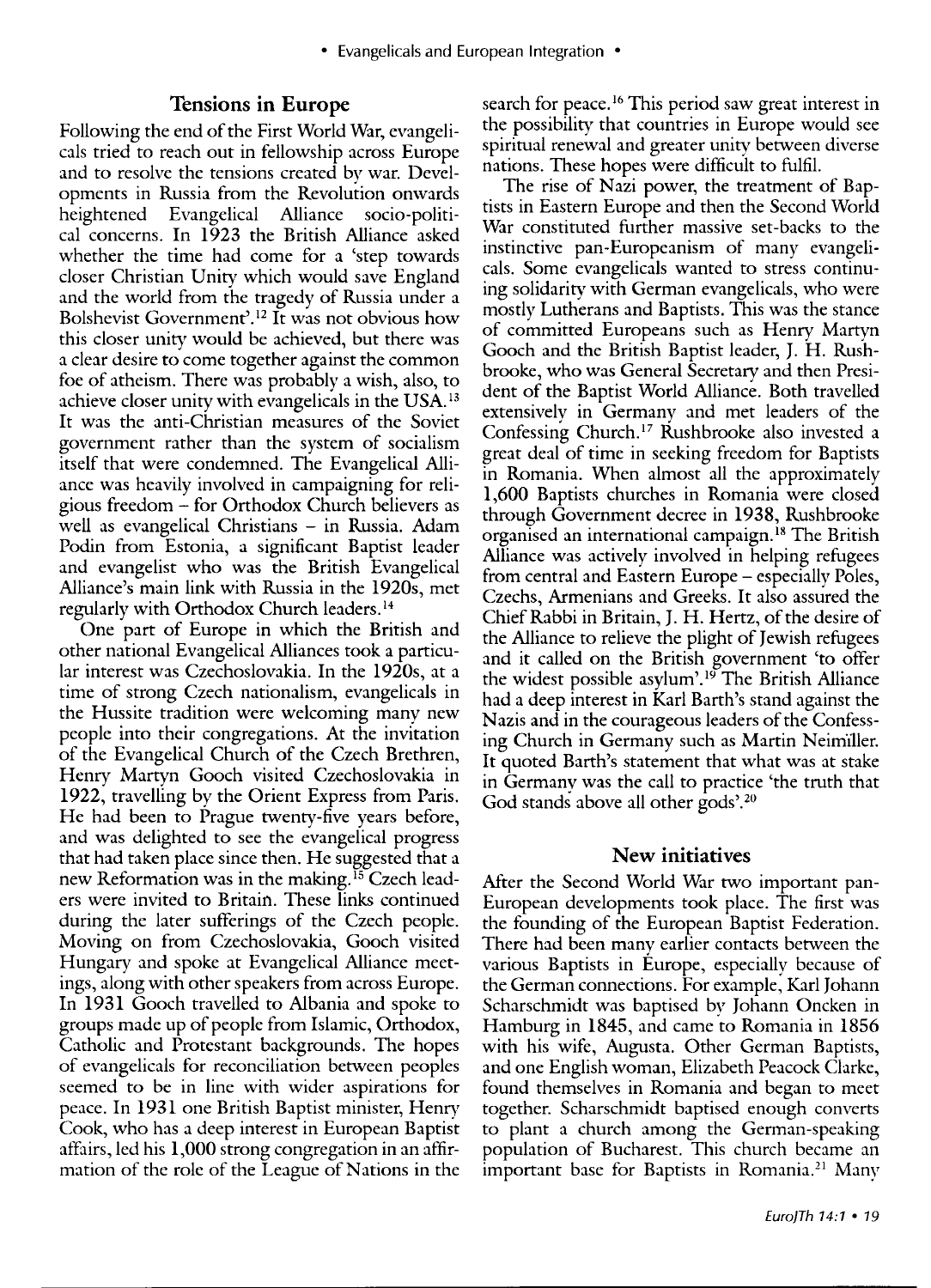## Tensions in Europe

Following the end of the First World War, evangelicals tried to reach out in fellowship across Europe and to resolve the tensions created by war. Developments in Russia from the Revolution onwards heightened Evangelical Alliance socio-political concerns. In 1923 the British Alliance asked whether the time had come for a 'step towards closer Christian Unity which would save England and the world from the tragedy of Russia under a Bolshevist Government'.[12] It was not obvious how this closer unity would be achieved, but there was a clear desire to come together against the common foe of atheism. There was probably a wish, also, to achieve closer unity with evangelicals in the USA.[13] It was the anti-Christian measures of the Soviet government rather than the system of socialism itself that were condemned. The Evangelical Alliance was heavily involved in campaigning for religious freedom – for Orthodox Church believers as well as evangelical Christians – in Russia. Adam Podin from Estonia, a significant Baptist leader and evangelist who was the British Evangelical Alliance's main link with Russia in the 1920s, met regularly with Orthodox Church leaders.[14]

One part of Europe in which the British and other national Evangelical Alliances took a particular interest was Czechoslovakia. In the 1920s, at a time of strong Czech nationalism, evangelicals in the Hussite tradition were welcoming many new people into their congregations. At the invitation of the Evangelical Church of the Czech Brethren, Henry Martyn Gooch visited Czechoslovakia in 1922, travelling by the Orient Express from Paris. He had been to Prague twenty-five years before, and was delighted to see the evangelical progress that had taken place since then. He suggested that a new Reformation was in the making.[15] Czech leaders were invited to Britain. These links continued during the later sufferings of the Czech people. Moving on from Czechoslovakia, Gooch visited Hungary and spoke at Evangelical Alliance meetings, along with other speakers from across Europe. In 1931 Gooch travelled to Albania and spoke to groups made up of people from Islamic, Orthodox, Catholic and Protestant backgrounds. The hopes of evangelicals for reconciliation between peoples seemed to be in line with wider aspirations for peace. In 1931 one British Baptist minister, Henry Cook, who has a deep interest in European Baptist affairs, led his 1,000 strong congregation in an affirmation of the role of the League of Nations in the search for peace.[16] This period saw great interest in the possibility that countries in Europe would see spiritual renewal and greater unity between diverse nations. These hopes were difficult to fulfil.

The rise of Nazi power, the treatment of Baptists in Eastern Europe and then the Second World War constituted further massive set-backs to the instinctive pan-Europeanism of many evangelicals. Some evangelicals wanted to stress continuing solidarity with German evangelicals, who were mostly Lutherans and Baptists. This was the stance of committed Europeans such as Henry Martyn Gooch and the British Baptist leader, J. H. Rushbrooke, who was General Secretary and then President of the Baptist World Alliance. Both travelled extensively in Germany and met leaders of the Confessing Church.[17] Rushbrooke also invested a great deal of time in seeking freedom for Baptists in Romania. When almost all the approximately 1,600 Baptists churches in Romania were closed through Government decree in 1938, Rushbrooke organised an international campaign.[18] The British Alliance was actively involved in helping refugees from central and Eastern Europe – especially Poles, Czechs, Armenians and Greeks. It also assured the Chief Rabbi in Britain, J. H. Hertz, of the desire of the Alliance to relieve the plight of Jewish refugees and it called on the British government 'to offer the widest possible asylum'.[19] The British Alliance had a deep interest in Karl Barth's stand against the Nazis and in the courageous leaders of the Confessing Church in Germany such as Martin Neimiller. It quoted Barth's statement that what was at stake in Germany was the call to practice 'the truth that God stands above all other gods'.[20]

## New initiatives

After the Second World War two important pan-European developments took place. The first was the founding of the European Baptist Federation. There had been many earlier contacts between the various Baptists in Europe, especially because of the German connections. For example, Karl Johann Scharschmidt was baptised by Johann Oncken in Hamburg in 1845, and came to Romania in 1856 with his wife, Augusta. Other German Baptists, and one English woman, Elizabeth Peacock Clarke, found themselves in Romania and began to meet together. Scharschmidt baptised enough converts to plant a church among the German-speaking population of Bucharest. This church became an important base for Baptists in Romania.[21] Many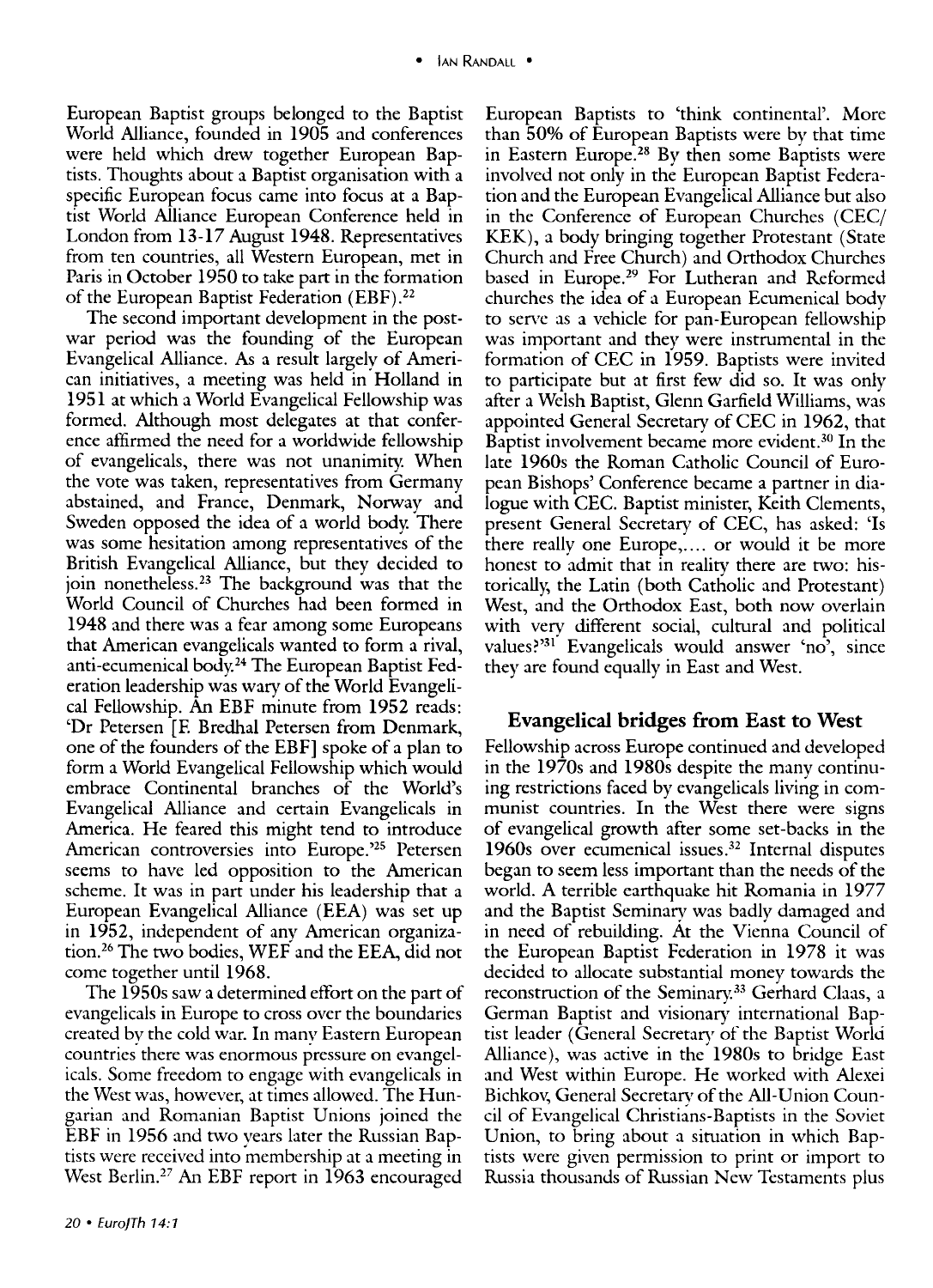European Baptist groups belonged to the Baptist World Alliance, founded in 1905 and conferences were held which drew together European Baptists. Thoughts about a Baptist organisation with a specific European focus came into focus at a Baptist World Alliance European Conference held in London from 13-17 August 1948. Representatives from ten countries, all Western European, met in Paris in October 1950 to take part in the formation of the European Baptist Federation (EBF).[22]

The second important development in the post-war period was the founding of the European Evangelical Alliance. As a result largely of American initiatives, a meeting was held in Holland in 1951 at which a World Evangelical Fellowship was formed. Although most delegates at that conference affirmed the need for a worldwide fellowship of evangelicals, there was not unanimity. When the vote was taken, representatives from Germany abstained, and France, Denmark, Norway and Sweden opposed the idea of a world body. There was some hesitation among representatives of the British Evangelical Alliance, but they decided to join nonetheless.[23] The background was that the World Council of Churches had been formed in 1948 and there was a fear among some Europeans that American evangelicals wanted to form a rival, anti-ecumenical body.[24] The European Baptist Federation leadership was wary of the World Evangelical Fellowship. An EBF minute from 1952 reads: 'Dr Petersen [F. Bredhal Petersen from Denmark, one of the founders of the EBF] spoke of a plan to form a World Evangelical Fellowship which would embrace Continental branches of the World's Evangelical Alliance and certain Evangelicals in America. He feared this might tend to introduce American controversies into Europe.'[25] Petersen seems to have led opposition to the American scheme. It was in part under his leadership that a European Evangelical Alliance (EEA) was set up in 1952, independent of any American organization.[26] The two bodies, WEF and the EEA, did not come together until 1968.

The 1950s saw a determined effort on the part of evangelicals in Europe to cross over the boundaries created by the cold war. In many Eastern European countries there was enormous pressure on evangelicals. Some freedom to engage with evangelicals in the West was, however, at times allowed. The Hungarian and Romanian Baptist Unions joined the EBF in 1956 and two years later the Russian Baptists were received into membership at a meeting in West Berlin.[27] An EBF report in 1963 encouraged European Baptists to 'think continental'. More than 50% of European Baptists were by that time in Eastern Europe.[28] By then some Baptists were involved not only in the European Baptist Federation and the European Evangelical Alliance but also in the Conference of European Churches (CEC/KEK), a body bringing together Protestant (State Church and Free Church) and Orthodox Churches based in Europe.[29] For Lutheran and Reformed churches the idea of a European Ecumenical body to serve as a vehicle for pan-European fellowship was important and they were instrumental in the formation of CEC in 1959. Baptists were invited to participate but at first few did so. It was only after a Welsh Baptist, Glenn Garfield Williams, was appointed General Secretary of CEC in 1962, that Baptist involvement became more evident.[30] In the late 1960s the Roman Catholic Council of European Bishops' Conference became a partner in dialogue with CEC. Baptist minister, Keith Clements, present General Secretary of CEC, has asked: 'Is there really one Europe,.... or would it be more honest to admit that in reality there are two: historically, the Latin (both Catholic and Protestant) West, and the Orthodox East, both now overlain with very different social, cultural and political values?'[31] Evangelicals would answer 'no', since they are found equally in East and West.

## Evangelical bridges from East to West

Fellowship across Europe continued and developed in the 1970s and 1980s despite the many continuing restrictions faced by evangelicals living in communist countries. In the West there were signs of evangelical growth after some set-backs in the 1960s over ecumenical issues.[32] Internal disputes began to seem less important than the needs of the world. A terrible earthquake hit Romania in 1977 and the Baptist Seminary was badly damaged and in need of rebuilding. At the Vienna Council of the European Baptist Federation in 1978 it was decided to allocate substantial money towards the reconstruction of the Seminary.[33] Gerhard Claas, a German Baptist and visionary international Baptist leader (General Secretary of the Baptist World Alliance), was active in the 1980s to bridge East and West within Europe. He worked with Alexei Bichkov, General Secretary of the All-Union Council of Evangelical Christians-Baptists in the Soviet Union, to bring about a situation in which Baptists were given permission to print or import to Russia thousands of Russian New Testaments plus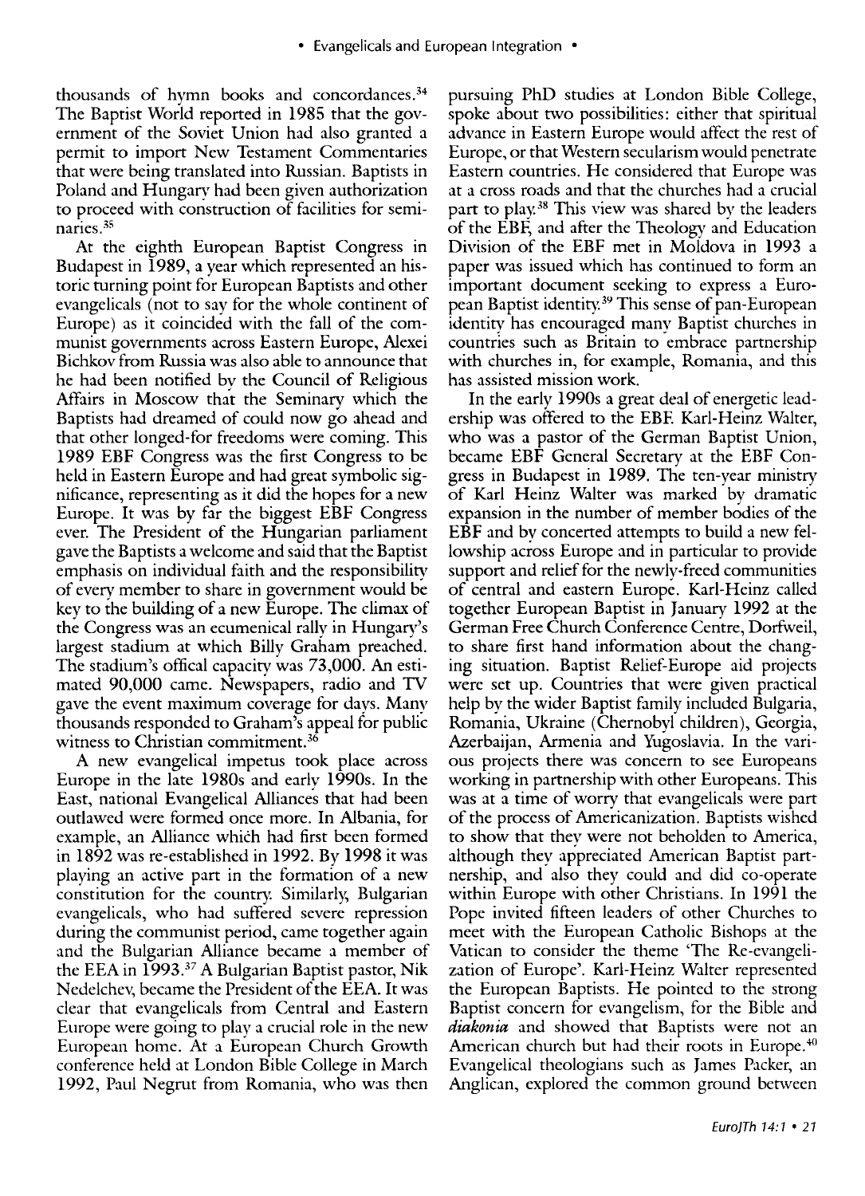thousands of hymn books and concordances.[34] The Baptist World reported in 1985 that the government of the Soviet Union had also granted a permit to import New Testament Commentaries that were being translated into Russian. Baptists in Poland and Hungary had been given authorization to proceed with construction of facilities for seminaries.[35]

At the eighth European Baptist Congress in Budapest in 1989, a year which represented an historic turning point for European Baptists and other evangelicals (not to say for the whole continent of Europe) as it coincided with the fall of the communist governments across Eastern Europe, Alexei Bichkov from Russia was also able to announce that he had been notified by the Council of Religious Affairs in Moscow that the Seminary which the Baptists had dreamed of could now go ahead and that other longed-for freedoms were coming. This 1989 EBF Congress was the first Congress to be held in Eastern Europe and had great symbolic significance, representing as it did the hopes for a new Europe. It was by far the biggest EBF Congress ever. The President of the Hungarian parliament gave the Baptists a welcome and said that the Baptist emphasis on individual faith and the responsibility of every member to share in government would be key to the building of a new Europe. The climax of the Congress was an ecumenical rally in Hungary's largest stadium at which Billy Graham preached. The stadium's offical capacity was 73,000. An estimated 90,000 came. Newspapers, radio and TV gave the event maximum coverage for days. Many thousands responded to Graham's appeal for public witness to Christian commitment.[36]

A new evangelical impetus took place across Europe in the late 1980s and early 1990s. In the East, national Evangelical Alliances that had been outlawed were formed once more. In Albania, for example, an Alliance which had first been formed in 1892 was re-established in 1992. By 1998 it was playing an active part in the formation of a new constitution for the country. Similarly, Bulgarian evangelicals, who had suffered severe repression during the communist period, came together again and the Bulgarian Alliance became a member of the EEA in 1993.[37] A Bulgarian Baptist pastor, Nik Nedelchev, became the President of the EEA. It was clear that evangelicals from Central and Eastern Europe were going to play a crucial role in the new European home. At a European Church Growth conference held at London Bible College in March 1992, Paul Negrut from Romania, who was then pursuing PhD studies at London Bible College, spoke about two possibilities: either that spiritual advance in Eastern Europe would affect the rest of Europe, or that Western secularism would penetrate Eastern countries. He considered that Europe was at a cross roads and that the churches had a crucial part to play.[38] This view was shared by the leaders of the EBF, and after the Theology and Education Division of the EBF met in Moldova in 1993 a paper was issued which has continued to form an important document seeking to express a European Baptist identity.[39] This sense of pan-European identity has encouraged many Baptist churches in countries such as Britain to embrace partnership with churches in, for example, Romania, and this has assisted mission work.

In the early 1990s a great deal of energetic leadership was offered to the EBF. Karl-Heinz Walter, who was a pastor of the German Baptist Union, became EBF General Secretary at the EBF Congress in Budapest in 1989. The ten-year ministry of Karl Heinz Walter was marked by dramatic expansion in the number of member bodies of the EBF and by concerted attempts to build a new fellowship across Europe and in particular to provide support and relief for the newly-freed communities of central and eastern Europe. Karl-Heinz called together European Baptist in January 1992 at the German Free Church Conference Centre, Dorfweil, to share first hand information about the changing situation. Baptist Relief-Europe aid projects were set up. Countries that were given practical help by the wider Baptist family included Bulgaria, Romania, Ukraine (Chernobyl children), Georgia, Azerbaijan, Armenia and Yugoslavia. In the various projects there was concern to see Europeans working in partnership with other Europeans. This was at a time of worry that evangelicals were part of the process of Americanization. Baptists wished to show that they were not beholden to America, although they appreciated American Baptist partnership, and also they could and did co-operate within Europe with other Christians. In 1991 the Pope invited fifteen leaders of other Churches to meet with the European Catholic Bishops at the Vatican to consider the theme 'The Re-evangelization of Europe'. Karl-Heinz Walter represented the European Baptists. He pointed to the strong Baptist concern for evangelism, for the Bible and ***diakonia*** and showed that Baptists were not an American church but had their roots in Europe.[40] Evangelical theologians such as James Packer, an Anglican, explored the common ground between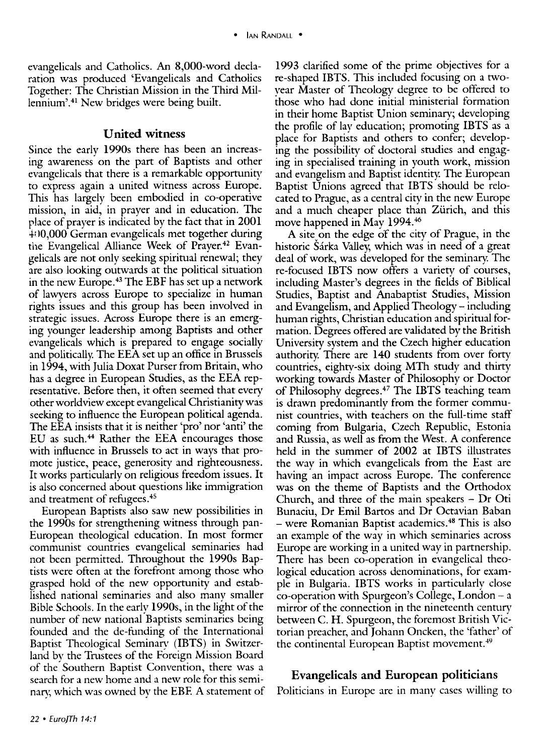evangelicals and Catholics. An 8,000-word declaration was produced 'Evangelicals and Catholics Together: The Christian Mission in the Third Millennium'.[41] New bridges were being built.

## United witness

Since the early 1990s there has been an increasing awareness on the part of Baptists and other evangelicals that there is a remarkable opportunity to express again a united witness across Europe. This has largely been embodied in co-operative mission, in aid, in prayer and in education. The place of prayer is indicated by the fact that in 2001 400,000 German evangelicals met together during the Evangelical Alliance Week of Prayer.[42] Evangelicals are not only seeking spiritual renewal; they are also looking outwards at the political situation in the new Europe.[43] The EBF has set up a network of lawyers across Europe to specialize in human rights issues and this group has been involved in strategic issues. Across Europe there is an emerging younger leadership among Baptists and other evangelicals which is prepared to engage socially and politically. The EEA set up an office in Brussels in 1994, with Julia Doxat Purser from Britain, who has a degree in European Studies, as the EEA representative. Before then, it often seemed that every other worldview except evangelical Christianity was seeking to influence the European political agenda. The EEA insists that it is neither 'pro' nor 'anti' the EU as such.[44] Rather the EEA encourages those with influence in Brussels to act in ways that promote justice, peace, generosity and righteousness. It works particularly on religious freedom issues. It is also concerned about questions like immigration and treatment of refugees.[45]

European Baptists also saw new possibilities in the 1990s for strengthening witness through pan-European theological education. In most former communist countries evangelical seminaries had not been permitted. Throughout the 1990s Baptists were often at the forefront among those who grasped hold of the new opportunity and established national seminaries and also many smaller Bible Schools. In the early 1990s, in the light of the number of new national Baptists seminaries being founded and the de-funding of the International Baptist Theological Seminary (IBTS) in Switzerland by the Trustees of the Foreign Mission Board of the Southern Baptist Convention, there was a search for a new home and a new role for this seminary, which was owned by the EBF. A statement of 1993 clarified some of the prime objectives for a re-shaped IBTS. This included focusing on a two-year Master of Theology degree to be offered to those who had done initial ministerial formation in their home Baptist Union seminary; developing the profile of lay education; promoting IBTS as a place for Baptists and others to confer; developing the possibility of doctoral studies and engaging in specialised training in youth work, mission and evangelism and Baptist identity. The European Baptist Unions agreed that IBTS should be relocated to Prague, as a central city in the new Europe and a much cheaper place than Zürich, and this move happened in May 1994.[46]

A site on the edge of the city of Prague, in the historic Šárka Valley, which was in need of a great deal of work, was developed for the seminary. The re-focused IBTS now offers a variety of courses, including Master's degrees in the fields of Biblical Studies, Baptist and Anabaptist Studies, Mission and Evangelism, and Applied Theology – including human rights, Christian education and spiritual formation. Degrees offered are validated by the British University system and the Czech higher education authority. There are 140 students from over forty countries, eighty-six doing MTh study and thirty working towards Master of Philosophy or Doctor of Philosophy degrees.[47] The IBTS teaching team is drawn predominantly from the former communist countries, with teachers on the full-time staff coming from Bulgaria, Czech Republic, Estonia and Russia, as well as from the West. A conference held in the summer of 2002 at IBTS illustrates the way in which evangelicals from the East are having an impact across Europe. The conference was on the theme of Baptists and the Orthodox Church, and three of the main speakers – Dr Oti Bunaciu, Dr Emil Bartos and Dr Octavian Baban – were Romanian Baptist academics.[48] This is also an example of the way in which seminaries across Europe are working in a united way in partnership. There has been co-operation in evangelical theological education across denominations, for example in Bulgaria. IBTS works in particularly close co-operation with Spurgeon's College, London – a mirror of the connection in the nineteenth century between C. H. Spurgeon, the foremost British Victorian preacher, and Johann Oncken, the 'father' of the continental European Baptist movement.[49]

## Evangelicals and European politicians

Politicians in Europe are in many cases willing to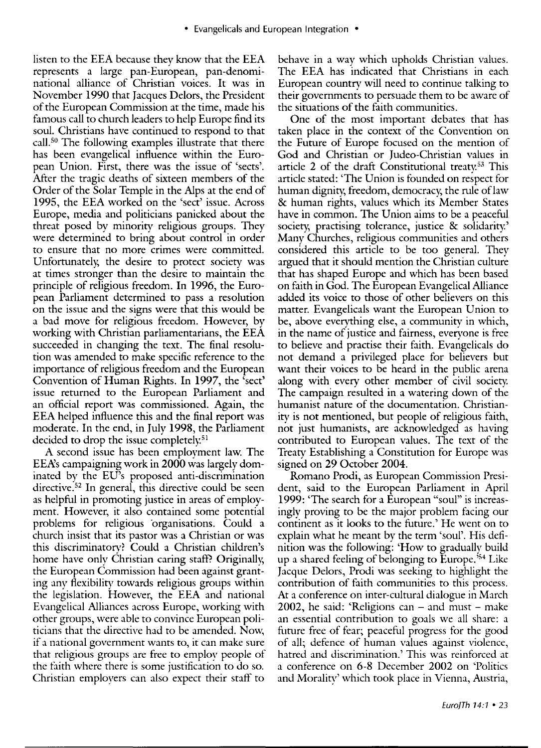listen to the EEA because they know that the EEA represents a large pan-European, pan-denominational alliance of Christian voices. It was in November 1990 that Jacques Delors, the President of the European Commission at the time, made his famous call to church leaders to help Europe find its soul. Christians have continued to respond to that call.[50] The following examples illustrate that there has been evangelical influence within the European Union. First, there was the issue of 'sects'. After the tragic deaths of sixteen members of the Order of the Solar Temple in the Alps at the end of 1995, the EEA worked on the 'sect' issue. Across Europe, media and politicians panicked about the threat posed by minority religious groups. They were determined to bring about control in order to ensure that no more crimes were committed. Unfortunately, the desire to protect society was at times stronger than the desire to maintain the principle of religious freedom. In 1996, the European Parliament determined to pass a resolution on the issue and the signs were that this would be a bad move for religious freedom. However, by working with Christian parliamentarians, the EEA succeeded in changing the text. The final resolution was amended to make specific reference to the importance of religious freedom and the European Convention of Human Rights. In 1997, the 'sect' issue returned to the European Parliament and an official report was commissioned. Again, the EEA helped influence this and the final report was moderate. In the end, in July 1998, the Parliament decided to drop the issue completely.[51]

A second issue has been employment law. The EEA's campaigning work in 2000 was largely dominated by the EU's proposed anti-discrimination directive.[52] In general, this directive could be seen as helpful in promoting justice in areas of employment. However, it also contained some potential problems for religious organisations. Could a church insist that its pastor was a Christian or was this discriminatory? Could a Christian children's home have only Christian caring staff? Originally, the European Commission had been against granting any flexibility towards religious groups within the legislation. However, the EEA and national Evangelical Alliances across Europe, working with other groups, were able to convince European politicians that the directive had to be amended. Now, if a national government wants to, it can make sure that religious groups are free to employ people of the faith where there is some justification to do so. Christian employers can also expect their staff to behave in a way which upholds Christian values. The EEA has indicated that Christians in each European country will need to continue talking to their governments to persuade them to be aware of the situations of the faith communities.

One of the most important debates that has taken place in the context of the Convention on the Future of Europe focused on the mention of God and Christian or Judeo-Christian values in article 2 of the draft Constitutional treaty.[53] This article stated: 'The Union is founded on respect for human dignity, freedom, democracy, the rule of law & human rights, values which its Member States have in common. The Union aims to be a peaceful society, practising tolerance, justice & solidarity.' Many Churches, religious communities and others considered this article to be too general. They argued that it should mention the Christian culture that has shaped Europe and which has been based on faith in God. The European Evangelical Alliance added its voice to those of other believers on this matter. Evangelicals want the European Union to be, above everything else, a community in which, in the name of justice and fairness, everyone is free to believe and practise their faith. Evangelicals do not demand a privileged place for believers but want their voices to be heard in the public arena along with every other member of civil society. The campaign resulted in a watering down of the humanist nature of the documentation. Christianity is not mentioned, but people of religious faith, not just humanists, are acknowledged as having contributed to European values. The text of the Treaty Establishing a Constitution for Europe was signed on 29 October 2004.

Romano Prodi, as European Commission President, said to the European Parliament in April 1999: 'The search for a European "soul" is increasingly proving to be the major problem facing our continent as it looks to the future.' He went on to explain what he meant by the term 'soul'. His definition was the following: 'How to gradually build up a shared feeling of belonging to Europe.'[54] Like Jacque Delors, Prodi was seeking to highlight the contribution of faith communities to this process. At a conference on inter-cultural dialogue in March 2002, he said: 'Religions can – and must – make an essential contribution to goals we all share: a future free of fear; peaceful progress for the good of all; defence of human values against violence, hatred and discrimination.' This was reinforced at a conference on 6-8 December 2002 on 'Politics and Morality' which took place in Vienna, Austria,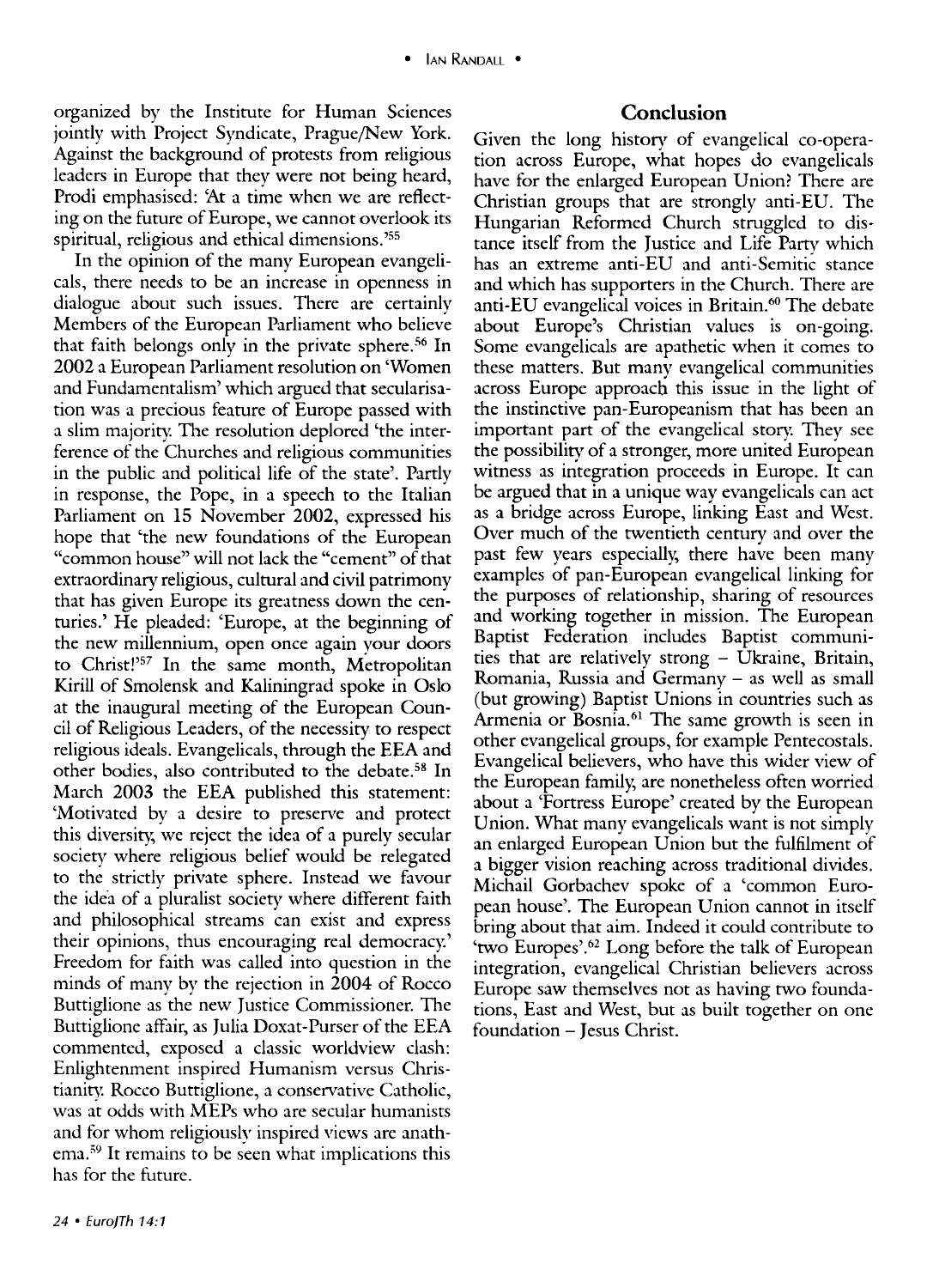organized by the Institute for Human Sciences jointly with Project Syndicate, Prague/New York. Against the background of protests from religious leaders in Europe that they were not being heard, Prodi emphasised: 'At a time when we are reflecting on the future of Europe, we cannot overlook its spiritual, religious and ethical dimensions.'[55]

In the opinion of the many European evangelicals, there needs to be an increase in openness in dialogue about such issues. There are certainly Members of the European Parliament who believe that faith belongs only in the private sphere.[56] In 2002 a European Parliament resolution on 'Women and Fundamentalism' which argued that secularisation was a precious feature of Europe passed with a slim majority. The resolution deplored 'the interference of the Churches and religious communities in the public and political life of the state'. Partly in response, the Pope, in a speech to the Italian Parliament on 15 November 2002, expressed his hope that 'the new foundations of the European "common house" will not lack the "cement" of that extraordinary religious, cultural and civil patrimony that has given Europe its greatness down the centuries.' He pleaded: 'Europe, at the beginning of the new millennium, open once again your doors to Christ!'[57] In the same month, Metropolitan Kirill of Smolensk and Kaliningrad spoke in Oslo at the inaugural meeting of the European Council of Religious Leaders, of the necessity to respect religious ideals. Evangelicals, through the EEA and other bodies, also contributed to the debate.[58] In March 2003 the EEA published this statement: 'Motivated by a desire to preserve and protect this diversity, we reject the idea of a purely secular society where religious belief would be relegated to the strictly private sphere. Instead we favour the idea of a pluralist society where different faith and philosophical streams can exist and express their opinions, thus encouraging real democracy.' Freedom for faith was called into question in the minds of many by the rejection in 2004 of Rocco Buttiglione as the new Justice Commissioner. The Buttiglione affair, as Julia Doxat-Purser of the EEA commented, exposed a classic worldview clash: Enlightenment inspired Humanism versus Christianity. Rocco Buttiglione, a conservative Catholic, was at odds with MEPs who are secular humanists and for whom religiously inspired views are anathema.[59] It remains to be seen what implications this has for the future.

## Conclusion

Given the long history of evangelical co-operation across Europe, what hopes do evangelicals have for the enlarged European Union? There are Christian groups that are strongly anti-EU. The Hungarian Reformed Church struggled to distance itself from the Justice and Life Party which has an extreme anti-EU and anti-Semitic stance and which has supporters in the Church. There are anti-EU evangelical voices in Britain.[60] The debate about Europe's Christian values is on-going. Some evangelicals are apathetic when it comes to these matters. But many evangelical communities across Europe approach this issue in the light of the instinctive pan-Europeanism that has been an important part of the evangelical story. They see the possibility of a stronger, more united European witness as integration proceeds in Europe. It can be argued that in a unique way evangelicals can act as a bridge across Europe, linking East and West. Over much of the twentieth century and over the past few years especially, there have been many examples of pan-European evangelical linking for the purposes of relationship, sharing of resources and working together in mission. The European Baptist Federation includes Baptist communities that are relatively strong – Ukraine, Britain, Romania, Russia and Germany – as well as small (but growing) Baptist Unions in countries such as Armenia or Bosnia.[61] The same growth is seen in other evangelical groups, for example Pentecostals. Evangelical believers, who have this wider view of the European family, are nonetheless often worried about a 'Fortress Europe' created by the European Union. What many evangelicals want is not simply an enlarged European Union but the fulfilment of a bigger vision reaching across traditional divides. Michail Gorbachev spoke of a 'common European house'. The European Union cannot in itself bring about that aim. Indeed it could contribute to 'two Europes'.[62] Long before the talk of European integration, evangelical Christian believers across Europe saw themselves not as having two foundations, East and West, but as built together on one foundation – Jesus Christ.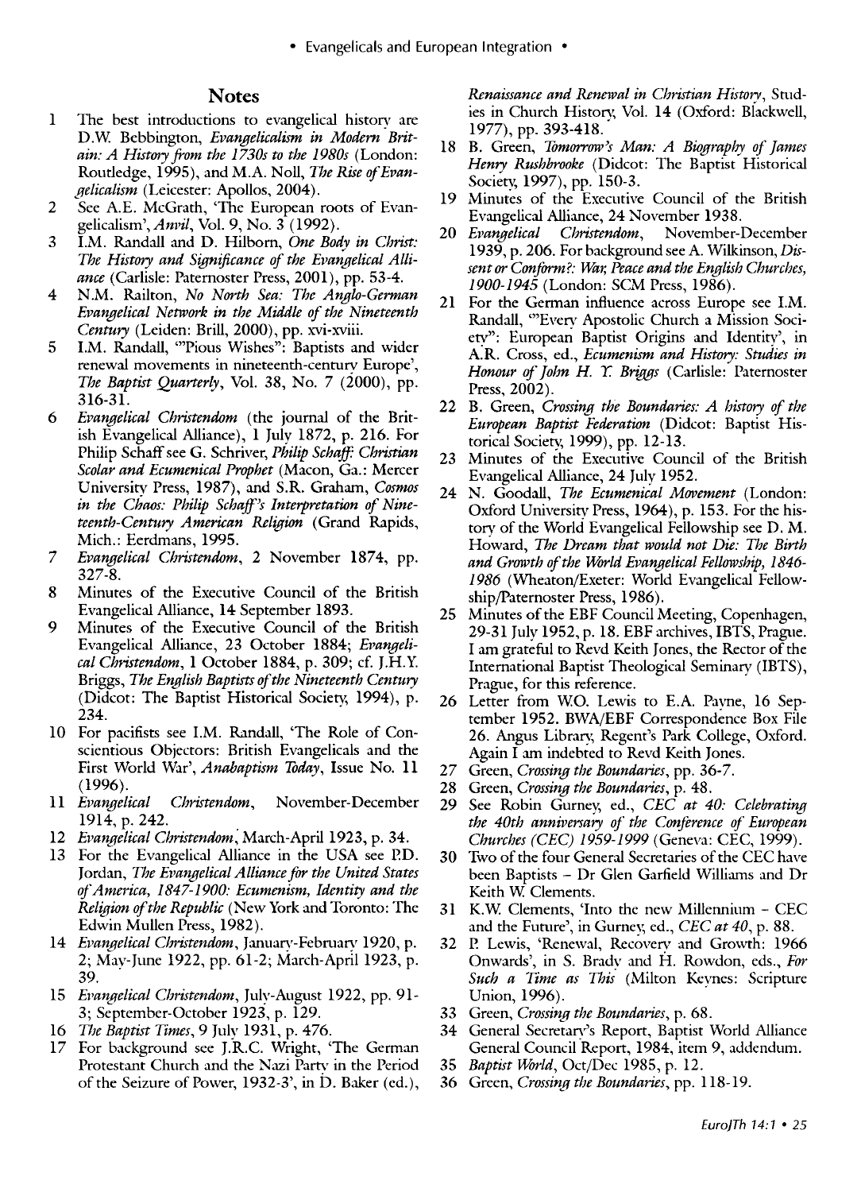## Notes

1. The best introductions to evangelical history are D.W. Bebbington, *Evangelicalism in Modern Britain: A History from the 1730s to the 1980s* (London: Routledge, 1995), and M.A. Noll, *The Rise of Evangelicalism* (Leicester: Apollos, 2004).
2. See A.E. McGrath, 'The European roots of Evangelicalism', *Anvil*, Vol. 9, No. 3 (1992).
3. I.M. Randall and D. Hilborn, *One Body in Christ: The History and Significance of the Evangelical Alliance* (Carlisle: Paternoster Press, 2001), pp. 53-4.
4. N.M. Railton, *No North Sea: The Anglo-German Evangelical Network in the Middle of the Nineteenth Century* (Leiden: Brill, 2000), pp. xvi-xviii.
5. I.M. Randall, '"Pious Wishes": Baptists and wider renewal movements in nineteenth-century Europe', *The Baptist Quarterly*, Vol. 38, No. 7 (2000), pp. 316-31.
6. *Evangelical Christendom* (the journal of the British Evangelical Alliance), 1 July 1872, p. 216. For Philip Schaff see G. Schriver, *Philip Schaff: Christian Scolar and Ecumenical Prophet* (Macon, Ga.: Mercer University Press, 1987), and S.R. Graham, *Cosmos in the Chaos: Philip Schaff's Interpretation of Nineteenth-Century American Religion* (Grand Rapids, Mich.: Eerdmans, 1995.
7. *Evangelical Christendom*, 2 November 1874, pp. 327-8.
8. Minutes of the Executive Council of the British Evangelical Alliance, 14 September 1893.
9. Minutes of the Executive Council of the British Evangelical Alliance, 23 October 1884; *Evangelical Christendom*, 1 October 1884, p. 309; cf. J.H.Y. Briggs, *The English Baptists of the Nineteenth Century* (Didcot: The Baptist Historical Society, 1994), p. 234.
10. For pacifists see I.M. Randall, 'The Role of Conscientious Objectors: British Evangelicals and the First World War', *Anabaptism Today*, Issue No. 11 (1996).
11. *Evangelical Christendom*, November-December 1914, p. 242.
12. *Evangelical Christendom*, March-April 1923, p. 34.
13. For the Evangelical Alliance in the USA see P.D. Jordan, *The Evangelical Alliance for the United States of America, 1847-1900: Ecumenism, Identity and the Religion of the Republic* (New York and Toronto: The Edwin Mullen Press, 1982).
14. *Evangelical Christendom*, January-February 1920, p. 2; May-June 1922, pp. 61-2; March-April 1923, p. 39.
15. *Evangelical Christendom*, July-August 1922, pp. 91-3; September-October 1923, p. 129.
16. *The Baptist Times*, 9 July 1931, p. 476.
17. For background see J.R.C. Wright, 'The German Protestant Church and the Nazi Party in the Period of the Seizure of Power, 1932-3', in D. Baker (ed.), *Renaissance and Renewal in Christian History*, Studies in Church History, Vol. 14 (Oxford: Blackwell, 1977), pp. 393-418.
18. B. Green, *Tomorrow's Man: A Biography of James Henry Rushbrooke* (Didcot: The Baptist Historical Society, 1997), pp. 150-3.
19. Minutes of the Executive Council of the British Evangelical Alliance, 24 November 1938.
20. *Evangelical Christendom*, November-December 1939, p. 206. For background see A. Wilkinson, *Dissent or Conform?: War, Peace and the English Churches, 1900-1945* (London: SCM Press, 1986).
21. For the German influence across Europe see I.M. Randall, '"Every Apostolic Church a Mission Society": European Baptist Origins and Identity', in A.R. Cross, ed., *Ecumenism and History: Studies in Honour of John H. Y. Briggs* (Carlisle: Paternoster Press, 2002).
22. B. Green, *Crossing the Boundaries: A history of the European Baptist Federation* (Didcot: Baptist Historical Society, 1999), pp. 12-13.
23. Minutes of the Executive Council of the British Evangelical Alliance, 24 July 1952.
24. N. Goodall, *The Ecumenical Movement* (London: Oxford University Press, 1964), p. 153. For the history of the World Evangelical Fellowship see D. M. Howard, *The Dream that would not Die: The Birth and Growth of the World Evangelical Fellowship, 1846-1986* (Wheaton/Exeter: World Evangelical Fellowship/Paternoster Press, 1986).
25. Minutes of the EBF Council Meeting, Copenhagen, 29-31 July 1952, p. 18. EBF archives, IBTS, Prague. I am grateful to Revd Keith Jones, the Rector of the International Baptist Theological Seminary (IBTS), Prague, for this reference.
26. Letter from W.O. Lewis to E.A. Payne, 16 September 1952. BWA/EBF Correspondence Box File 26. Angus Library, Regent's Park College, Oxford. Again I am indebted to Revd Keith Jones.
27. Green, *Crossing the Boundaries*, pp. 36-7.
28. Green, *Crossing the Boundaries*, p. 48.
29. See Robin Gurney, ed., *CEC at 40: Celebrating the 40th anniversary of the Conference of European Churches (CEC) 1959-1999* (Geneva: CEC, 1999).
30. Two of the four General Secretaries of the CEC have been Baptists – Dr Glen Garfield Williams and Dr Keith W. Clements.
31. K.W. Clements, 'Into the new Millennium – CEC and the Future', in Gurney, ed., *CEC at 40*, p. 88.
32. P. Lewis, 'Renewal, Recovery and Growth: 1966 Onwards', in S. Brady and H. Rowdon, eds., *For Such a Time as This* (Milton Keynes: Scripture Union, 1996).
33. Green, *Crossing the Boundaries*, p. 68.
34. General Secretary's Report, Baptist World Alliance General Council Report, 1984, item 9, addendum.
35. *Baptist World*, Oct/Dec 1985, p. 12.
36. Green, *Crossing the Boundaries*, pp. 118-19.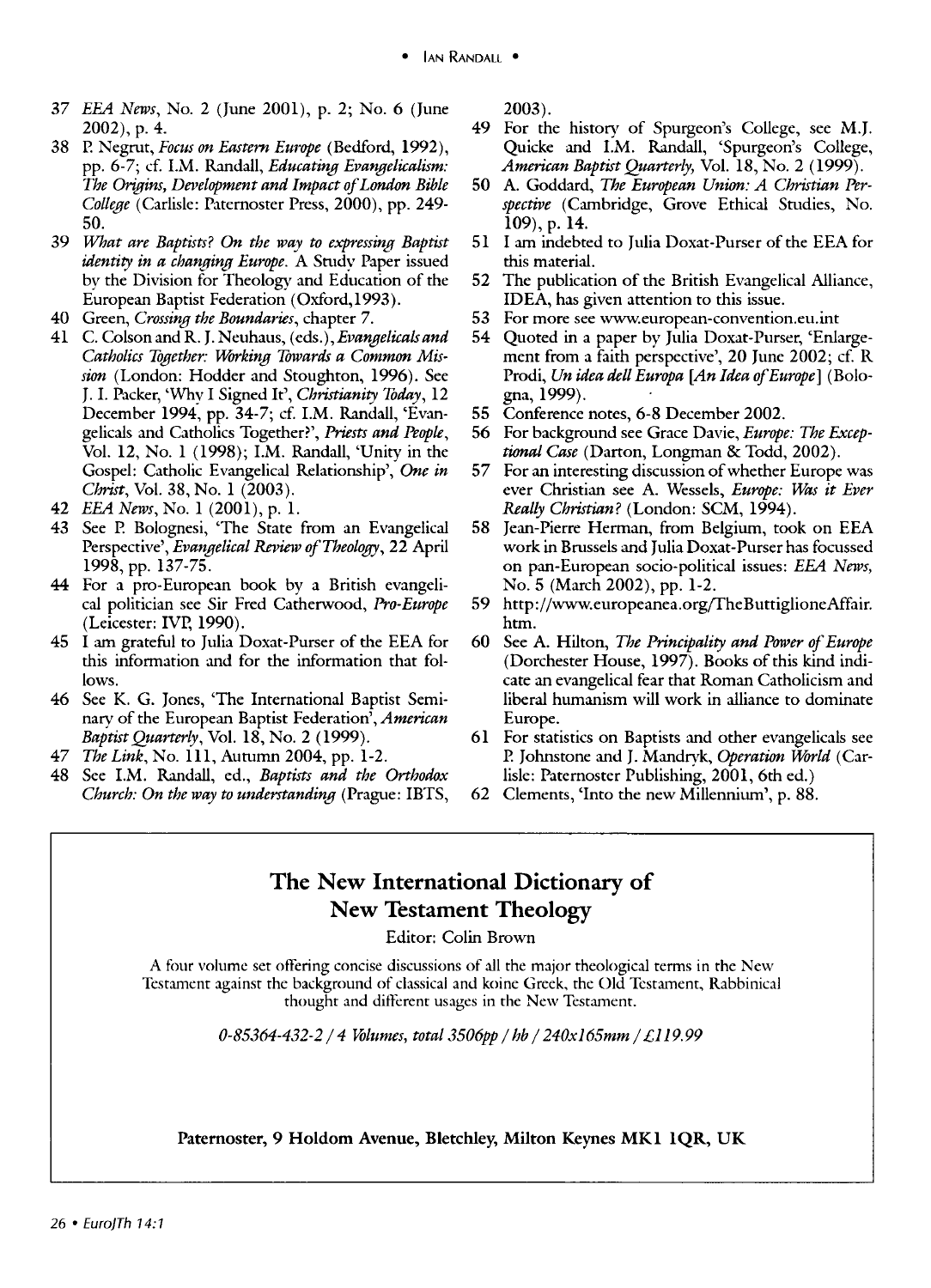37 *EEA News*, No. 2 (June 2001), p. 2; No. 6 (June 2002), p. 4.

38 P. Negrut, *Focus on Eastern Europe* (Bedford, 1992), pp. 6-7; cf. I.M. Randall, *Educating Evangelicalism: The Origins, Development and Impact of London Bible College* (Carlisle: Paternoster Press, 2000), pp. 249-50.

39 *What are Baptists? On the way to expressing Baptist identity in a changing Europe*. A Study Paper issued by the Division for Theology and Education of the European Baptist Federation (Oxford,1993).

40 Green, *Crossing the Boundaries*, chapter 7.

41 C. Colson and R. J. Neuhaus, (eds.), *Evangelicals and Catholics Together: Working Towards a Common Mission* (London: Hodder and Stoughton, 1996). See J. I. Packer, 'Why I Signed It', *Christianity Today*, 12 December 1994, pp. 34-7; cf. I.M. Randall, 'Evangelicals and Catholics Together?', *Priests and People*, Vol. 12, No. 1 (1998); I.M. Randall, 'Unity in the Gospel: Catholic Evangelical Relationship', *One in Christ*, Vol. 38, No. 1 (2003).

42 *EEA News*, No. 1 (2001), p. 1.

43 See P. Bolognesi, 'The State from an Evangelical Perspective', *Evangelical Review of Theology*, 22 April 1998, pp. 137-75.

44 For a pro-European book by a British evangelical politician see Sir Fred Catherwood, *Pro-Europe* (Leicester: IVP, 1990).

45 I am grateful to Julia Doxat-Purser of the EEA for this information and for the information that follows.

46 See K. G. Jones, 'The International Baptist Seminary of the European Baptist Federation', *American Baptist Quarterly*, Vol. 18, No. 2 (1999).

47 *The Link*, No. 111, Autumn 2004, pp. 1-2.

48 See I.M. Randall, ed., *Baptists and the Orthodox Church: On the way to understanding* (Prague: IBTS, 2003).

49 For the history of Spurgeon's College, see M.J. Quicke and I.M. Randall, 'Spurgeon's College, *American Baptist Quarterly*, Vol. 18, No. 2 (1999).

50 A. Goddard, *The European Union: A Christian Perspective* (Cambridge, Grove Ethical Studies, No. 109), p. 14.

51 I am indebted to Julia Doxat-Purser of the EEA for this material.

52 The publication of the British Evangelical Alliance, IDEA, has given attention to this issue.

53 For more see www.european-convention.eu.int

54 Quoted in a paper by Julia Doxat-Purser, 'Enlargement from a faith perspective', 20 June 2002; cf. R Prodi, *Un idea dell Europa [An Idea of Europe]* (Bologna, 1999).

55 Conference notes, 6-8 December 2002.

56 For background see Grace Davie, *Europe: The Exceptional Case* (Darton, Longman & Todd, 2002).

57 For an interesting discussion of whether Europe was ever Christian see A. Wessels, *Europe: Was it Ever Really Christian?* (London: SCM, 1994).

58 Jean-Pierre Herman, from Belgium, took on EEA work in Brussels and Julia Doxat-Purser has focussed on pan-European socio-political issues: *EEA News*, No. 5 (March 2002), pp. 1-2.

59 http://www.europeanea.org/TheButtiglioneAffair.htm.

60 See A. Hilton, *The Principality and Power of Europe* (Dorchester House, 1997). Books of this kind indicate an evangelical fear that Roman Catholicism and liberal humanism will work in alliance to dominate Europe.

61 For statistics on Baptists and other evangelicals see P. Johnstone and J. Mandryk, *Operation World* (Carlisle: Paternoster Publishing, 2001, 6th ed.)

62 Clements, 'Into the new Millennium', p. 88.

## The New International Dictionary of New Testament Theology

Editor: Colin Brown

A four volume set offering concise discussions of all the major theological terms in the New Testament against the background of classical and koine Greek, the Old Testament, Rabbinical thought and different usages in the New Testament.

*0-85364-432-2 / 4 Volumes, total 3506pp / hb / 240x165mm / £119.99*

**Paternoster, 9 Holdom Avenue, Bletchley, Milton Keynes MK1 1QR, UK**